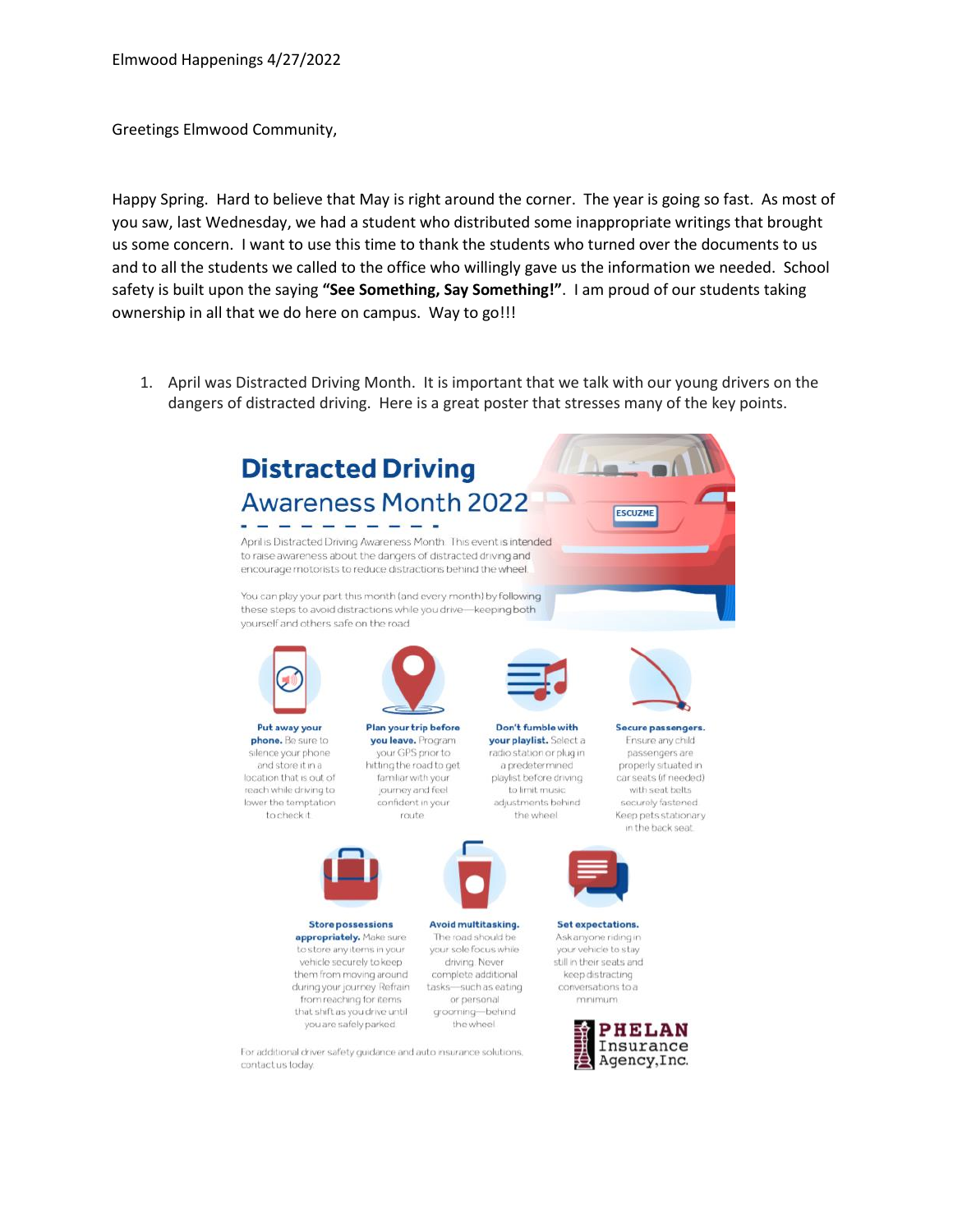Elmwood Happenings 4/27/2022

Greetings Elmwood Community,

Happy Spring. Hard to believe that May is right around the corner. The year is going so fast. As most of you saw, last Wednesday, we had a student who distributed some inappropriate writings that brought us some concern. I want to use this time to thank the students who turned over the documents to us and to all the students we called to the office who willingly gave us the information we needed. School safety is built upon the saying **"See Something, Say Something!"**. I am proud of our students taking ownership in all that we do here on campus. Way to go!!!

1. April was Distracted Driving Month. It is important that we talk with our young drivers on the dangers of distracted driving. Here is a great poster that stresses many of the key points.

# Distracted Driving

## Awareness Month 2022

April is Distracted Driving Awareness Month. This event is intended to raise awareness about the dangers of distracted driving and encourage motorists to reduce distractions behind the wheel.

You can play your part this month (and every month) by following these steps to avoid distractions while you drive—keeping both yourself and others safe on the road.

**Put away your phone.** Be sure to silence your phone and store it in a location that is out of reach while driving to lower the temptation to check it.

**Plan your trip before you leave.** Program your GPS prior to hitting the road to get familiar with your journey and feel confident in your route.

**Don't fumble with your playlist.** Select a radio station or plug in a predetermined playlist before driving to limit music adjustments behind the wheel.

**Secure passengers.** Ensure any child passengers are properly situated in car seats (if needed) with seat belts securely fastened. Keep pets stationary in the back seat.

**Store possessions appropriately.** Make sure to store any items in your vehicle securely to keep them from moving around during your journey. Refrain from reaching for items that shift as you drive until you are safely parked.

**Avoid multitasking.** The road should be your sole focus while driving. Never complete additional tasks—such as eating or personal grooming—behind the wheel.

**Set expectations.** Ask anyone riding in your vehicle to stay still in their seats and keep distracting conversations to a minimum.

For additional driver safety guidance and auto insurance solutions, contact us today.

PHELAN Insurance Agency, Inc.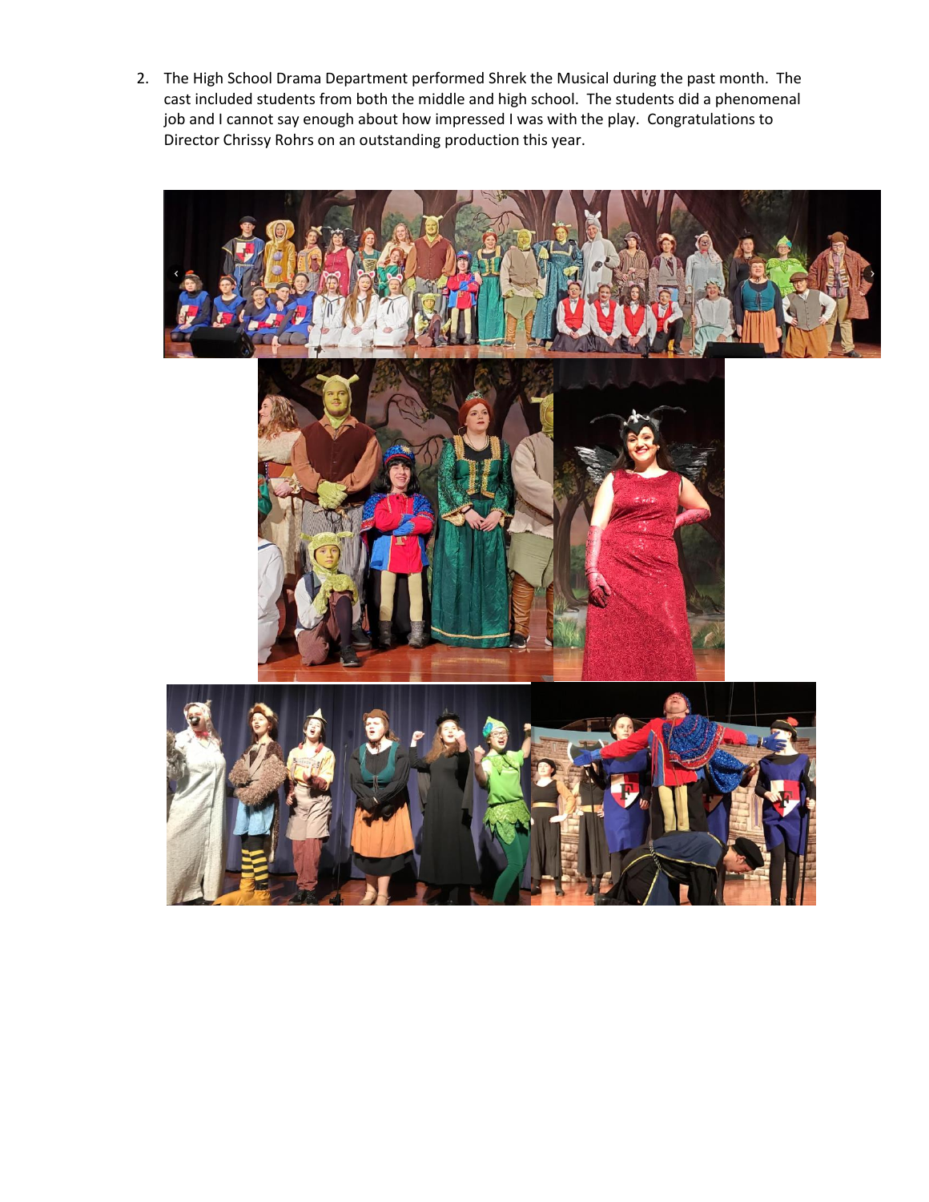2. The High School Drama Department performed Shrek the Musical during the past month. The cast included students from both the middle and high school. The students did a phenomenal job and I cannot say enough about how impressed I was with the play. Congratulations to Director Chrissy Rohrs on an outstanding production this year.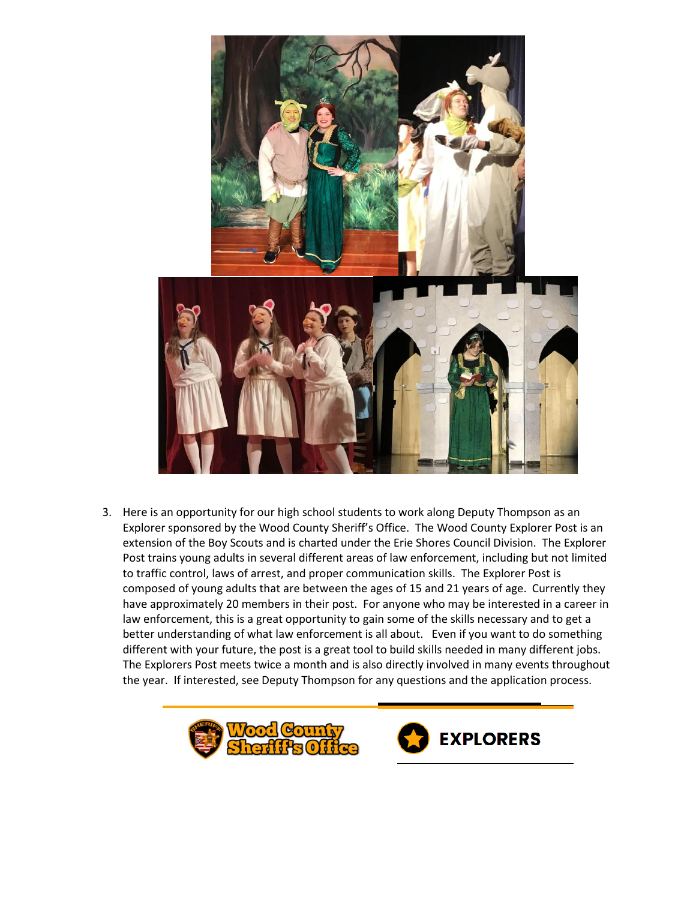3. Here is an opportunity for our high school students to work along Deputy Thompson as an Explorer sponsored by the Wood County Sheriff's Office. The Wood County Explorer Post is an extension of the Boy Scouts and is charted under the Erie Shores Council Division. The Explorer Post trains young adults in several different areas of law enforcement, including but not limited to traffic control, laws of arrest, and proper communication skills. The Explorer Post is composed of young adults that are between the ages of 15 and 21 years of age. Currently they have approximately 20 members in their post. For anyone who may be interested in a career in law enforcement, this is a great opportunity to gain some of the skills necessary and to get a better understanding of what law enforcement is all about. Even if you want to do something different with your future, the post is a great tool to build skills needed in many different jobs. The Explorers Post meets twice a month and is also directly involved in many events throughout the year. If interested, see Deputy Thompson for any questions and the application process.

Wood County Sheriff's Office

EXPLORERS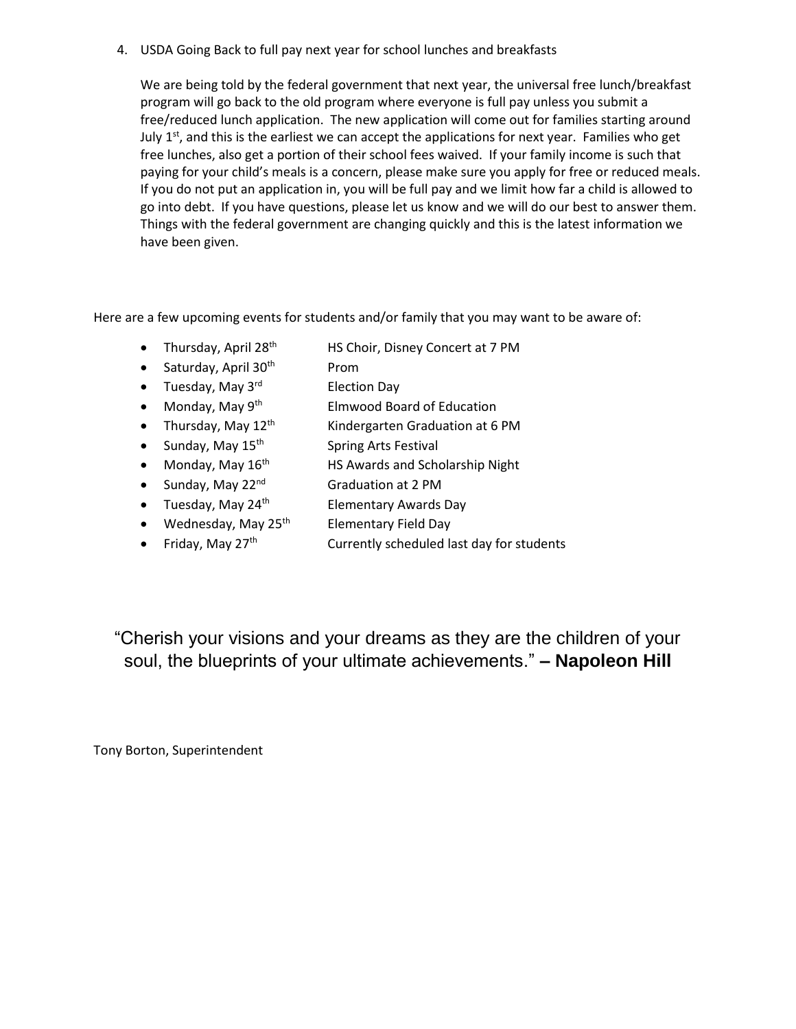4. USDA Going Back to full pay next year for school lunches and breakfasts

   We are being told by the federal government that next year, the universal free lunch/breakfast program will go back to the old program where everyone is full pay unless you submit a free/reduced lunch application. The new application will come out for families starting around July 1st, and this is the earliest we can accept the applications for next year. Families who get free lunches, also get a portion of their school fees waived. If your family income is such that paying for your child's meals is a concern, please make sure you apply for free or reduced meals. If you do not put an application in, you will be full pay and we limit how far a child is allowed to go into debt. If you have questions, please let us know and we will do our best to answer them. Things with the federal government are changing quickly and this is the latest information we have been given.

Here are a few upcoming events for students and/or family that you may want to be aware of:

- Thursday, April 28th — HS Choir, Disney Concert at 7 PM
- Saturday, April 30th — Prom
- Tuesday, May 3rd — Election Day
- Monday, May 9th — Elmwood Board of Education
- Thursday, May 12th — Kindergarten Graduation at 6 PM
- Sunday, May 15th — Spring Arts Festival
- Monday, May 16th — HS Awards and Scholarship Night
- Sunday, May 22nd — Graduation at 2 PM
- Tuesday, May 24th — Elementary Awards Day
- Wednesday, May 25th — Elementary Field Day
- Friday, May 27th — Currently scheduled last day for students

"Cherish your visions and your dreams as they are the children of your soul, the blueprints of your ultimate achievements." **– Napoleon Hill**

Tony Borton, Superintendent